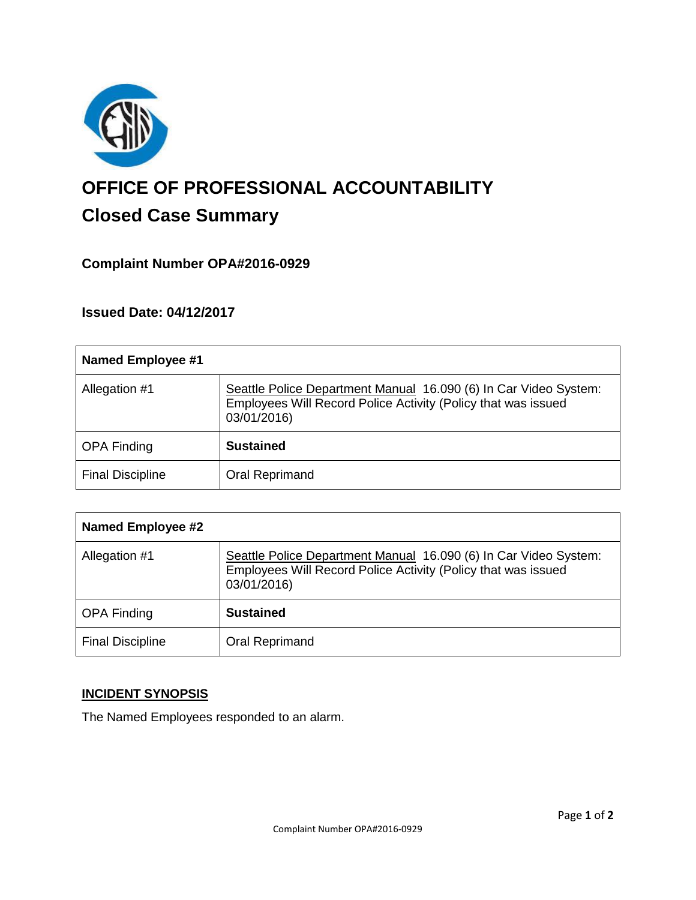# OFFICE OF PROFESSIONAL ACCOUNTABILITY

## Closed Case Summary

### Complaint Number OPA#2016-0929

### Issued Date: 04/12/2017

| **Named Employee #1** | |
|---|---|
| Allegation #1 | Seattle Police Department Manual 16.090 (6) In Car Video System: Employees Will Record Police Activity (Policy that was issued 03/01/2016) |
| OPA Finding | **Sustained** |
| Final Discipline | Oral Reprimand |

| **Named Employee #2** | |
|---|---|
| Allegation #1 | Seattle Police Department Manual 16.090 (6) In Car Video System: Employees Will Record Police Activity (Policy that was issued 03/01/2016) |
| OPA Finding | **Sustained** |
| Final Discipline | Oral Reprimand |

### INCIDENT SYNOPSIS

The Named Employees responded to an alarm.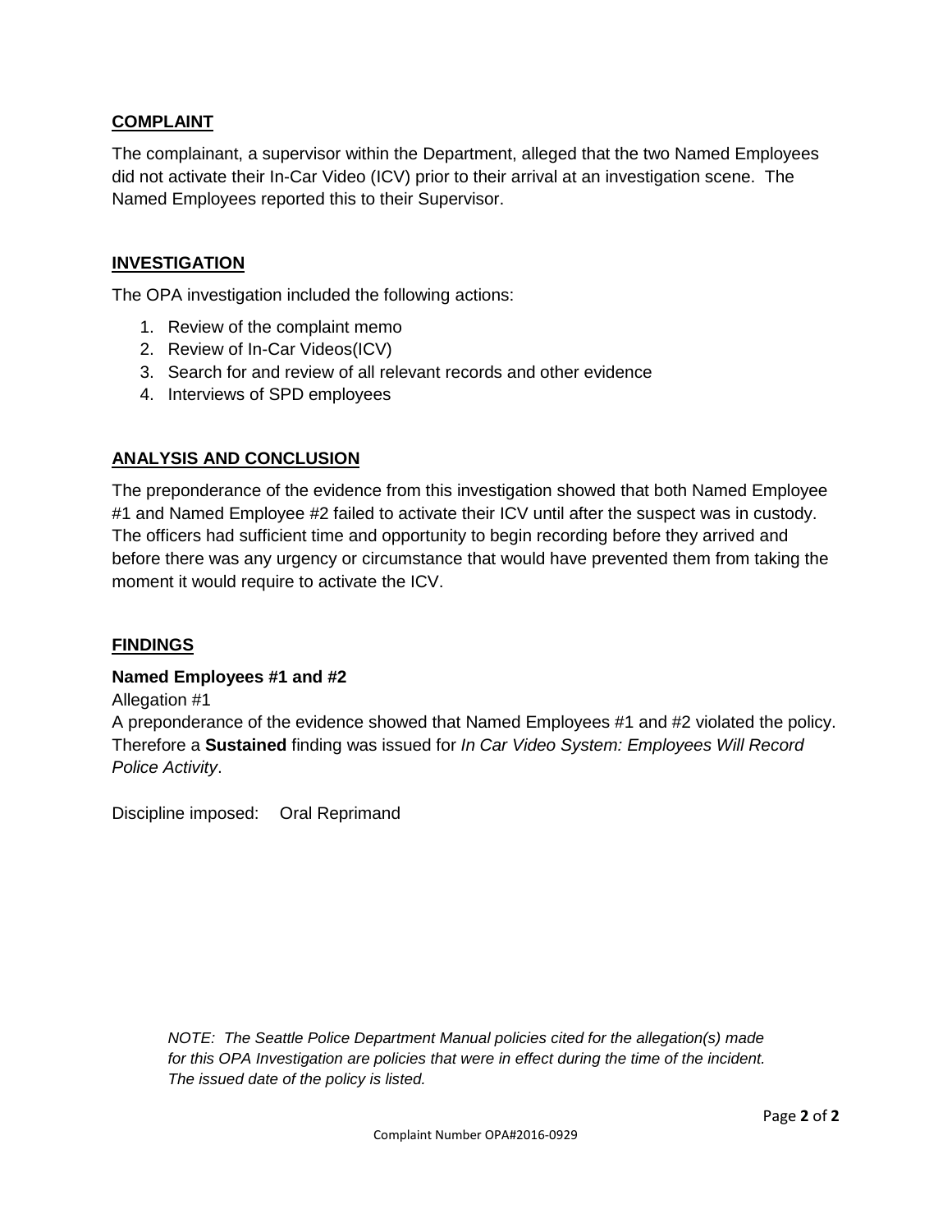## COMPLAINT

The complainant, a supervisor within the Department, alleged that the two Named Employees did not activate their In-Car Video (ICV) prior to their arrival at an investigation scene. The Named Employees reported this to their Supervisor.

## INVESTIGATION

The OPA investigation included the following actions:

1. Review of the complaint memo
2. Review of In-Car Videos(ICV)
3. Search for and review of all relevant records and other evidence
4. Interviews of SPD employees

## ANALYSIS AND CONCLUSION

The preponderance of the evidence from this investigation showed that both Named Employee #1 and Named Employee #2 failed to activate their ICV until after the suspect was in custody. The officers had sufficient time and opportunity to begin recording before they arrived and before there was any urgency or circumstance that would have prevented them from taking the moment it would require to activate the ICV.

## FINDINGS

**Named Employees #1 and #2**

Allegation #1

A preponderance of the evidence showed that Named Employees #1 and #2 violated the policy. Therefore a **Sustained** finding was issued for *In Car Video System: Employees Will Record Police Activity*.

Discipline imposed: Oral Reprimand

*NOTE: The Seattle Police Department Manual policies cited for the allegation(s) made for this OPA Investigation are policies that were in effect during the time of the incident. The issued date of the policy is listed.*

Complaint Number OPA#2016-0929